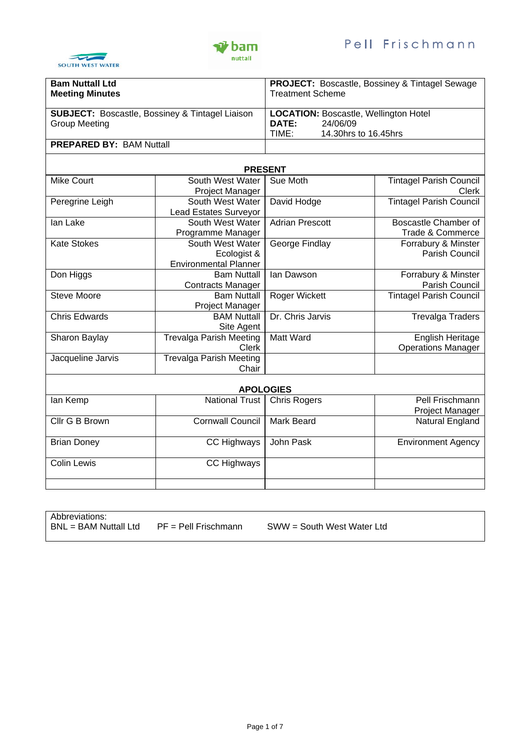South West Water | bam nuttall | Pell Frischmann

| **Bam Nuttall Ltd**<br>**Meeting Minutes** | **PROJECT:** Boscastle, Bossiney & Tintagel Sewage Treatment Scheme |
|---|---|
| **SUBJECT:** Boscastle, Bossiney & Tintagel Liaison Group Meeting | **LOCATION:** Boscastle, Wellington Hotel<br>**DATE:** 24/06/09<br>TIME: 14.30hrs to 16.45hrs |
| **PREPARED BY:** BAM Nuttall | |

**PRESENT**

| Name | Organisation / Role | Name | Organisation / Role |
|---|---|---|---|
| Mike Court | South West Water Project Manager | Sue Moth | Tintagel Parish Council Clerk |
| Peregrine Leigh | South West Water Lead Estates Surveyor | David Hodge | Tintagel Parish Council |
| Ian Lake | South West Water Programme Manager | Adrian Prescott | Boscastle Chamber of Trade & Commerce |
| Kate Stokes | South West Water Ecologist & Environmental Planner | George Findlay | Forrabury & Minster Parish Council |
| Don Higgs | Bam Nuttall Contracts Manager | Ian Dawson | Forrabury & Minster Parish Council |
| Steve Moore | Bam Nuttall Project Manager | Roger Wickett | Tintagel Parish Council |
| Chris Edwards | BAM Nuttall Site Agent | Dr. Chris Jarvis | Trevalga Traders |
| Sharon Baylay | Trevalga Parish Meeting Clerk | Matt Ward | English Heritage Operations Manager |
| Jacqueline Jarvis | Trevalga Parish Meeting Chair | | |

**APOLOGIES**

| Name | Organisation / Role | Name | Organisation / Role |
|---|---|---|---|
| Ian Kemp | National Trust | Chris Rogers | Pell Frischmann Project Manager |
| Cllr G B Brown | Cornwall Council | Mark Beard | Natural England |
| Brian Doney | CC Highways | John Pask | Environment Agency |
| Colin Lewis | CC Highways | | |

Abbreviations:
BNL = BAM Nuttall Ltd PF = Pell Frischmann SWW = South West Water Ltd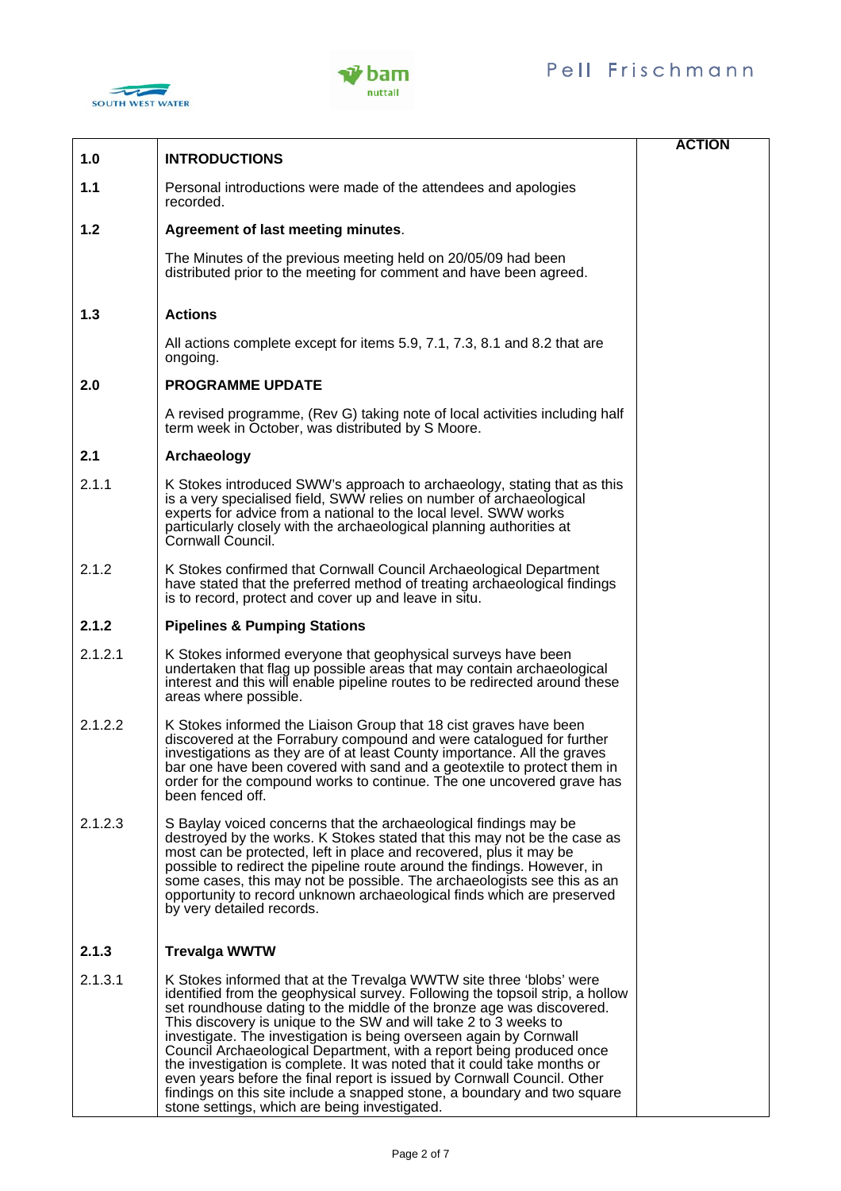| | | ACTION |
|---|---|---|
| **1.0** | **INTRODUCTIONS** | |
| **1.1** | Personal introductions were made of the attendees and apologies recorded. | |
| **1.2** | **Agreement of last meeting minutes**.<br><br>The Minutes of the previous meeting held on 20/05/09 had been distributed prior to the meeting for comment and have been agreed. | |
| **1.3** | **Actions**<br><br>All actions complete except for items 5.9, 7.1, 7.3, 8.1 and 8.2 that are ongoing. | |
| **2.0** | **PROGRAMME UPDATE**<br><br>A revised programme, (Rev G) taking note of local activities including half term week in October, was distributed by S Moore. | |
| **2.1** | **Archaeology** | |
| 2.1.1 | K Stokes introduced SWW's approach to archaeology, stating that as this is a very specialised field, SWW relies on number of archaeological experts for advice from a national to the local level. SWW works particularly closely with the archaeological planning authorities at Cornwall Council. | |
| 2.1.2 | K Stokes confirmed that Cornwall Council Archaeological Department have stated that the preferred method of treating archaeological findings is to record, protect and cover up and leave in situ. | |
| **2.1.2** | **Pipelines & Pumping Stations** | |
| 2.1.2.1 | K Stokes informed everyone that geophysical surveys have been undertaken that flag up possible areas that may contain archaeological interest and this will enable pipeline routes to be redirected around these areas where possible. | |
| 2.1.2.2 | K Stokes informed the Liaison Group that 18 cist graves have been discovered at the Forrabury compound and were catalogued for further investigations as they are of at least County importance. All the graves bar one have been covered with sand and a geotextile to protect them in order for the compound works to continue. The one uncovered grave has been fenced off. | |
| 2.1.2.3 | S Baylay voiced concerns that the archaeological findings may be destroyed by the works. K Stokes stated that this may not be the case as most can be protected, left in place and recovered, plus it may be possible to redirect the pipeline route around the findings. However, in some cases, this may not be possible. The archaeologists see this as an opportunity to record unknown archaeological finds which are preserved by very detailed records. | |
| **2.1.3** | **Trevalga WWTW** | |
| 2.1.3.1 | K Stokes informed that at the Trevalga WWTW site three 'blobs' were identified from the geophysical survey. Following the topsoil strip, a hollow set roundhouse dating to the middle of the bronze age was discovered. This discovery is unique to the SW and will take 2 to 3 weeks to investigate. The investigation is being overseen again by Cornwall Council Archaeological Department, with a report being produced once the investigation is complete. It was noted that it could take months or even years before the final report is issued by Cornwall Council. Other findings on this site include a snapped stone, a boundary and two square stone settings, which are being investigated. | |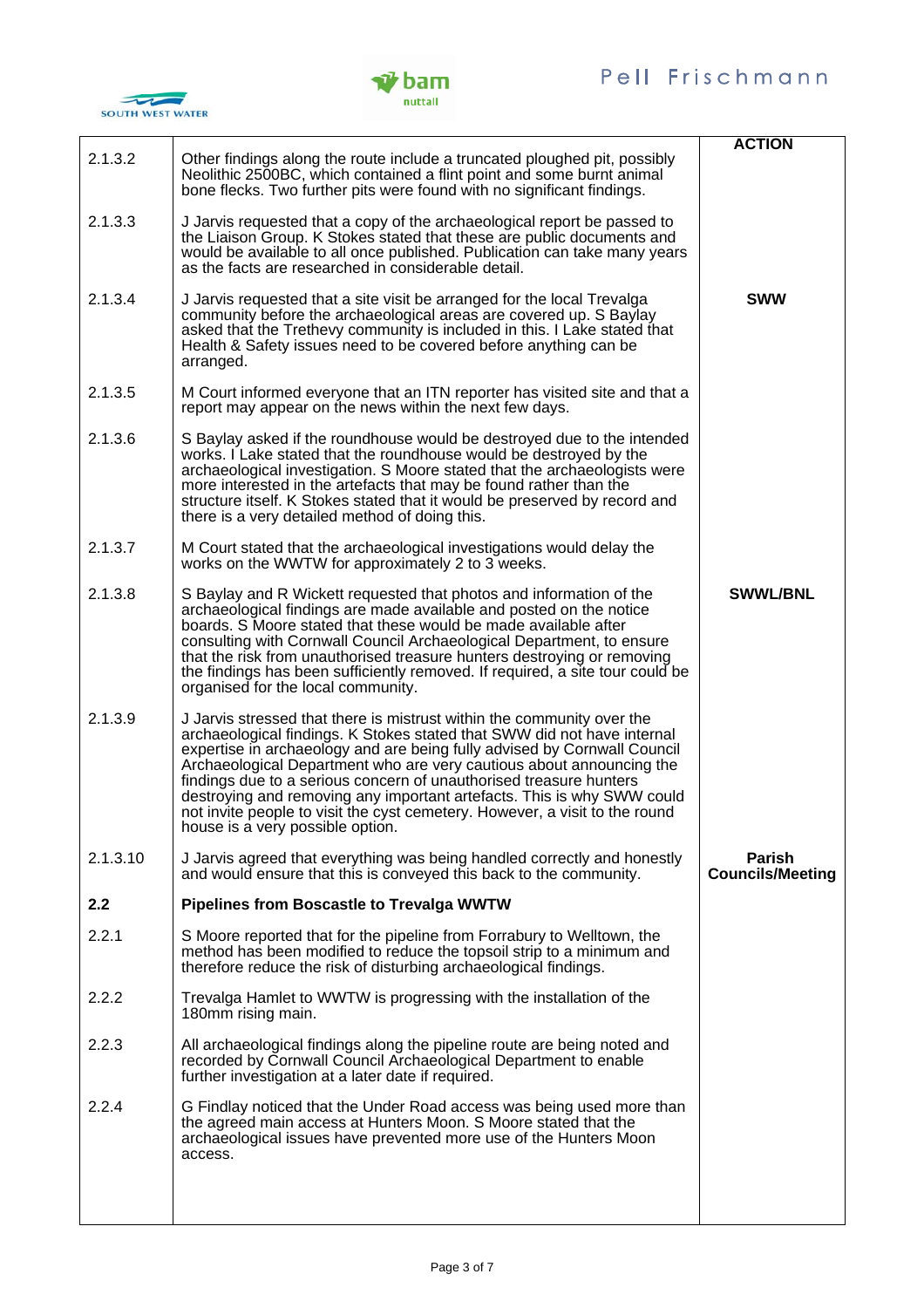| | | ACTION |
|---|---|---|
| 2.1.3.2 | Other findings along the route include a truncated ploughed pit, possibly Neolithic 2500BC, which contained a flint point and some burnt animal bone flecks. Two further pits were found with no significant findings. | |
| 2.1.3.3 | J Jarvis requested that a copy of the archaeological report be passed to the Liaison Group. K Stokes stated that these are public documents and would be available to all once published. Publication can take many years as the facts are researched in considerable detail. | |
| 2.1.3.4 | J Jarvis requested that a site visit be arranged for the local Trevalga community before the archaeological areas are covered up. S Baylay asked that the Trethevy community is included in this. I Lake stated that Health & Safety issues need to be covered before anything can be arranged. | **SWW** |
| 2.1.3.5 | M Court informed everyone that an ITN reporter has visited site and that a report may appear on the news within the next few days. | |
| 2.1.3.6 | S Baylay asked if the roundhouse would be destroyed due to the intended works. I Lake stated that the roundhouse would be destroyed by the archaeological investigation. S Moore stated that the archaeologists were more interested in the artefacts that may be found rather than the structure itself. K Stokes stated that it would be preserved by record and there is a very detailed method of doing this. | |
| 2.1.3.7 | M Court stated that the archaeological investigations would delay the works on the WWTW for approximately 2 to 3 weeks. | |
| 2.1.3.8 | S Baylay and R Wickett requested that photos and information of the archaeological findings are made available and posted on the notice boards. S Moore stated that these would be made available after consulting with Cornwall Council Archaeological Department, to ensure that the risk from unauthorised treasure hunters destroying or removing the findings has been sufficiently removed. If required, a site tour could be organised for the local community. | **SWWL/BNL** |
| 2.1.3.9 | J Jarvis stressed that there is mistrust within the community over the archaeological findings. K Stokes stated that SWW did not have internal expertise in archaeology and are being fully advised by Cornwall Council Archaeological Department who are very cautious about announcing the findings due to a serious concern of unauthorised treasure hunters destroying and removing any important artefacts. This is why SWW could not invite people to visit the cyst cemetery. However, a visit to the round house is a very possible option. | |
| 2.1.3.10 | J Jarvis agreed that everything was being handled correctly and honestly and would ensure that this is conveyed this back to the community. | **Parish Councils/Meeting** |
| **2.2** | **Pipelines from Boscastle to Trevalga WWTW** | |
| 2.2.1 | S Moore reported that for the pipeline from Forrabury to Welltown, the method has been modified to reduce the topsoil strip to a minimum and therefore reduce the risk of disturbing archaeological findings. | |
| 2.2.2 | Trevalga Hamlet to WWTW is progressing with the installation of the 180mm rising main. | |
| 2.2.3 | All archaeological findings along the pipeline route are being noted and recorded by Cornwall Council Archaeological Department to enable further investigation at a later date if required. | |
| 2.2.4 | G Findlay noticed that the Under Road access was being used more than the agreed main access at Hunters Moon. S Moore stated that the archaeological issues have prevented more use of the Hunters Moon access. | |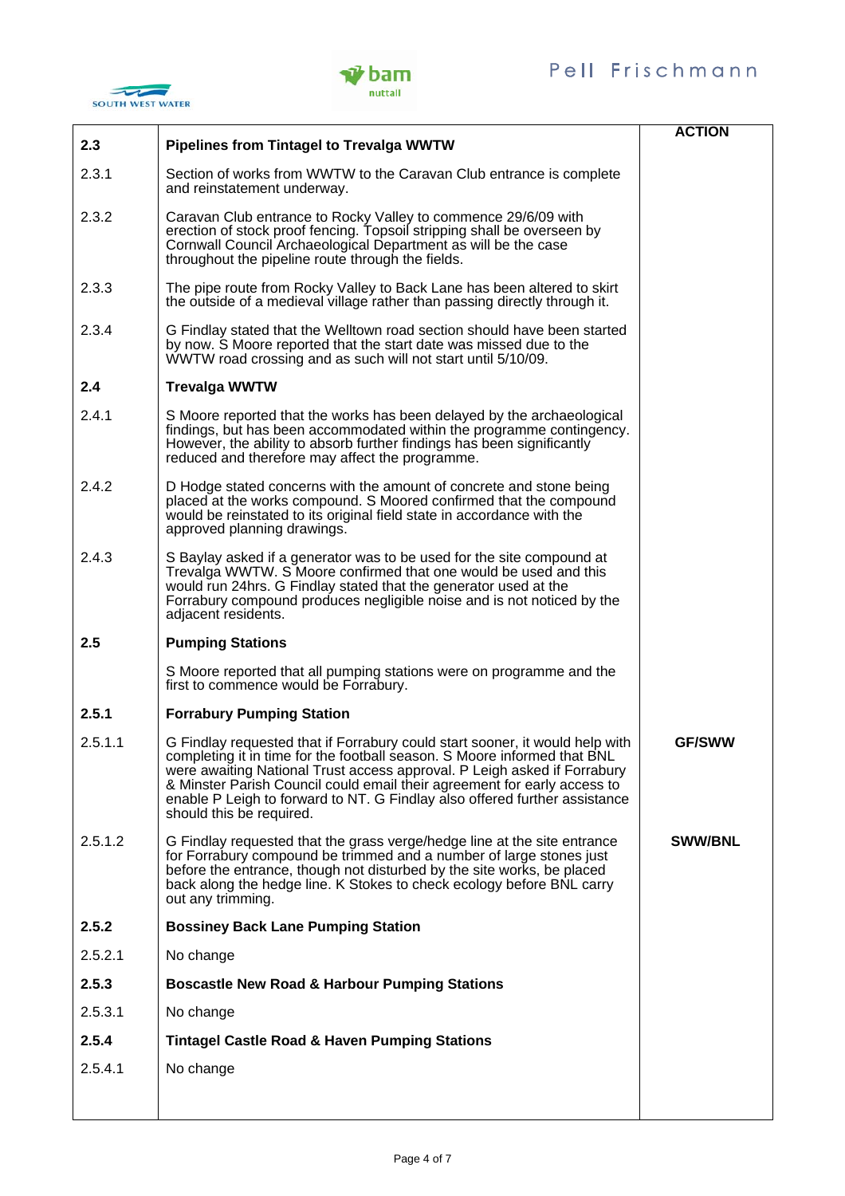| | | ACTION |
|---|---|---|
| **2.3** | **Pipelines from Tintagel to Trevalga WWTW** | |
| 2.3.1 | Section of works from WWTW to the Caravan Club entrance is complete and reinstatement underway. | |
| 2.3.2 | Caravan Club entrance to Rocky Valley to commence 29/6/09 with erection of stock proof fencing. Topsoil stripping shall be overseen by Cornwall Council Archaeological Department as will be the case throughout the pipeline route through the fields. | |
| 2.3.3 | The pipe route from Rocky Valley to Back Lane has been altered to skirt the outside of a medieval village rather than passing directly through it. | |
| 2.3.4 | G Findlay stated that the Welltown road section should have been started by now. S Moore reported that the start date was missed due to the WWTW road crossing and as such will not start until 5/10/09. | |
| **2.4** | **Trevalga WWTW** | |
| 2.4.1 | S Moore reported that the works has been delayed by the archaeological findings, but has been accommodated within the programme contingency. However, the ability to absorb further findings has been significantly reduced and therefore may affect the programme. | |
| 2.4.2 | D Hodge stated concerns with the amount of concrete and stone being placed at the works compound. S Moored confirmed that the compound would be reinstated to its original field state in accordance with the approved planning drawings. | |
| 2.4.3 | S Baylay asked if a generator was to be used for the site compound at Trevalga WWTW. S Moore confirmed that one would be used and this would run 24hrs. G Findlay stated that the generator used at the Forrabury compound produces negligible noise and is not noticed by the adjacent residents. | |
| **2.5** | **Pumping Stations** | |
| | S Moore reported that all pumping stations were on programme and the first to commence would be Forrabury. | |
| **2.5.1** | **Forrabury Pumping Station** | |
| 2.5.1.1 | G Findlay requested that if Forrabury could start sooner, it would help with completing it in time for the football season. S Moore informed that BNL were awaiting National Trust access approval. P Leigh asked if Forrabury & Minster Parish Council could email their agreement for early access to enable P Leigh to forward to NT. G Findlay also offered further assistance should this be required. | **GF/SWW** |
| 2.5.1.2 | G Findlay requested that the grass verge/hedge line at the site entrance for Forrabury compound be trimmed and a number of large stones just before the entrance, though not disturbed by the site works, be placed back along the hedge line. K Stokes to check ecology before BNL carry out any trimming. | **SWW/BNL** |
| **2.5.2** | **Bossiney Back Lane Pumping Station** | |
| 2.5.2.1 | No change | |
| **2.5.3** | **Boscastle New Road & Harbour Pumping Stations** | |
| 2.5.3.1 | No change | |
| **2.5.4** | **Tintagel Castle Road & Haven Pumping Stations** | |
| 2.5.4.1 | No change | |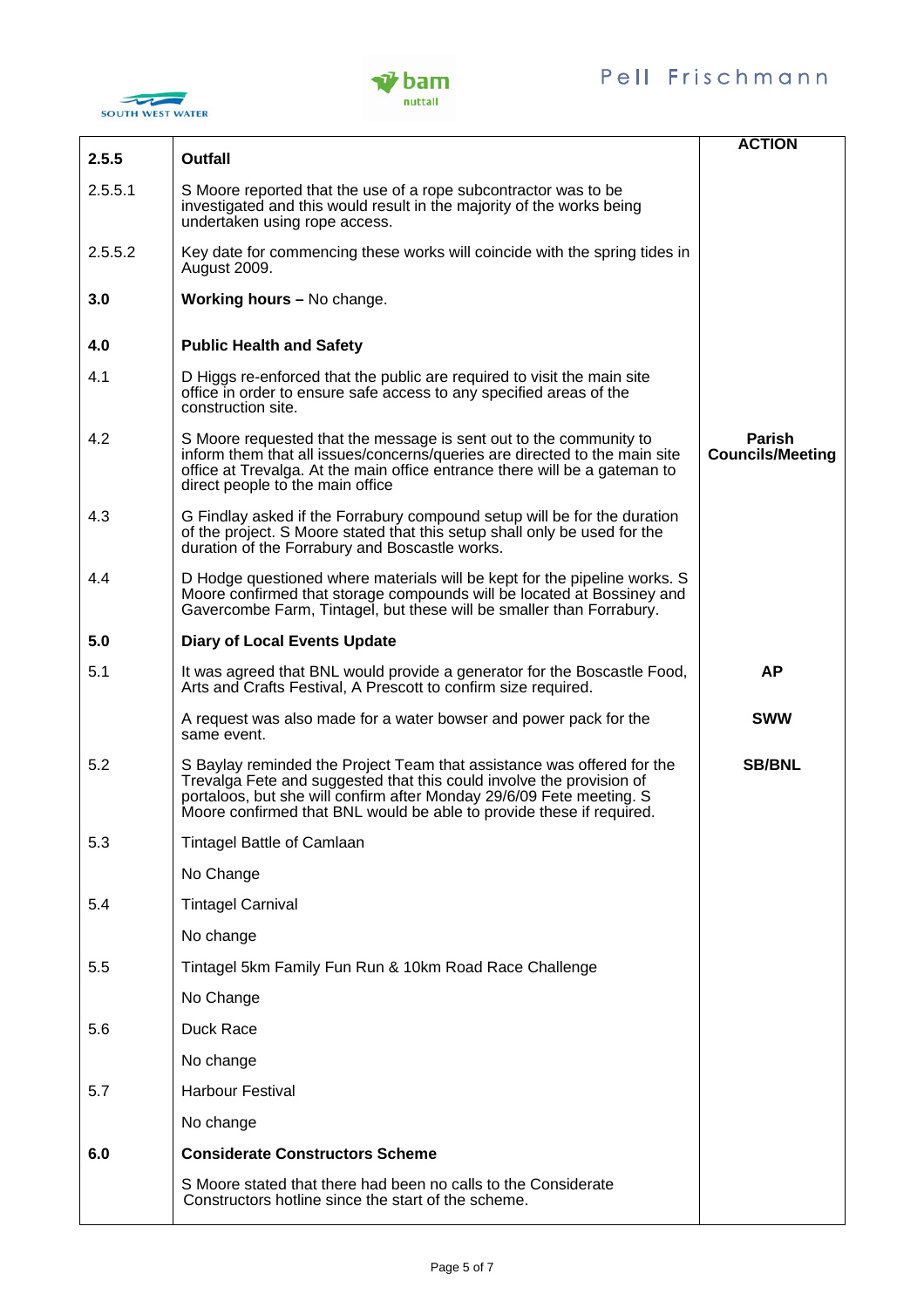| | | ACTION |
|---|---|---|
| **2.5.5** | **Outfall** | |
| 2.5.5.1 | S Moore reported that the use of a rope subcontractor was to be investigated and this would result in the majority of the works being undertaken using rope access. | |
| 2.5.5.2 | Key date for commencing these works will coincide with the spring tides in August 2009. | |
| **3.0** | **Working hours –** No change. | |
| **4.0** | **Public Health and Safety** | |
| 4.1 | D Higgs re-enforced that the public are required to visit the main site office in order to ensure safe access to any specified areas of the construction site. | |
| 4.2 | S Moore requested that the message is sent out to the community to inform them that all issues/concerns/queries are directed to the main site office at Trevalga. At the main office entrance there will be a gateman to direct people to the main office | **Parish Councils/Meeting** |
| 4.3 | G Findlay asked if the Forrabury compound setup will be for the duration of the project. S Moore stated that this setup shall only be used for the duration of the Forrabury and Boscastle works. | |
| 4.4 | D Hodge questioned where materials will be kept for the pipeline works. S Moore confirmed that storage compounds will be located at Bossiney and Gavercombe Farm, Tintagel, but these will be smaller than Forrabury. | |
| **5.0** | **Diary of Local Events Update** | |
| 5.1 | It was agreed that BNL would provide a generator for the Boscastle Food, Arts and Crafts Festival, A Prescott to confirm size required. | **AP** |
| | A request was also made for a water bowser and power pack for the same event. | **SWW** |
| 5.2 | S Baylay reminded the Project Team that assistance was offered for the Trevalga Fete and suggested that this could involve the provision of portaloos, but she will confirm after Monday 29/6/09 Fete meeting. S Moore confirmed that BNL would be able to provide these if required. | **SB/BNL** |
| 5.3 | Tintagel Battle of Camlaan | |
| | No Change | |
| 5.4 | Tintagel Carnival | |
| | No change | |
| 5.5 | Tintagel 5km Family Fun Run & 10km Road Race Challenge | |
| | No Change | |
| 5.6 | Duck Race | |
| | No change | |
| 5.7 | Harbour Festival | |
| | No change | |
| **6.0** | **Considerate Constructors Scheme** | |
| | S Moore stated that there had been no calls to the Considerate Constructors hotline since the start of the scheme. | |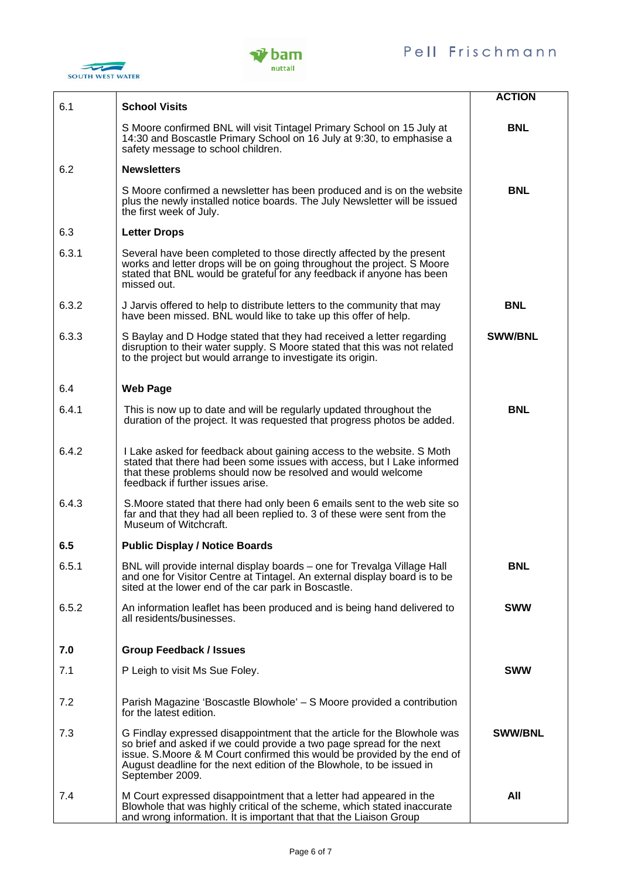| | | ACTION |
|---|---|---|
| 6.1 | **School Visits** | |
| | S Moore confirmed BNL will visit Tintagel Primary School on 15 July at 14:30 and Boscastle Primary School on 16 July at 9:30, to emphasise a safety message to school children. | **BNL** |
| 6.2 | **Newsletters** | |
| | S Moore confirmed a newsletter has been produced and is on the website plus the newly installed notice boards. The July Newsletter will be issued the first week of July. | **BNL** |
| 6.3 | **Letter Drops** | |
| 6.3.1 | Several have been completed to those directly affected by the present works and letter drops will be on going throughout the project. S Moore stated that BNL would be grateful for any feedback if anyone has been missed out. | |
| 6.3.2 | J Jarvis offered to help to distribute letters to the community that may have been missed. BNL would like to take up this offer of help. | **BNL** |
| 6.3.3 | S Baylay and D Hodge stated that they had received a letter regarding disruption to their water supply. S Moore stated that this was not related to the project but would arrange to investigate its origin. | **SWW/BNL** |
| 6.4 | **Web Page** | |
| 6.4.1 | This is now up to date and will be regularly updated throughout the duration of the project. It was requested that progress photos be added. | **BNL** |
| 6.4.2 | I Lake asked for feedback about gaining access to the website. S Moth stated that there had been some issues with access, but I Lake informed that these problems should now be resolved and would welcome feedback if further issues arise. | |
| 6.4.3 | S.Moore stated that there had only been 6 emails sent to the web site so far and that they had all been replied to. 3 of these were sent from the Museum of Witchcraft. | |
| **6.5** | **Public Display / Notice Boards** | |
| 6.5.1 | BNL will provide internal display boards – one for Trevalga Village Hall and one for Visitor Centre at Tintagel. An external display board is to be sited at the lower end of the car park in Boscastle. | **BNL** |
| 6.5.2 | An information leaflet has been produced and is being hand delivered to all residents/businesses. | **SWW** |
| **7.0** | **Group Feedback / Issues** | |
| 7.1 | P Leigh to visit Ms Sue Foley. | **SWW** |
| 7.2 | Parish Magazine 'Boscastle Blowhole' – S Moore provided a contribution for the latest edition. | |
| 7.3 | G Findlay expressed disappointment that the article for the Blowhole was so brief and asked if we could provide a two page spread for the next issue. S.Moore & M Court confirmed this would be provided by the end of August deadline for the next edition of the Blowhole, to be issued in September 2009. | **SWW/BNL** |
| 7.4 | M Court expressed disappointment that a letter had appeared in the Blowhole that was highly critical of the scheme, which stated inaccurate and wrong information. It is important that that the Liaison Group | **All** |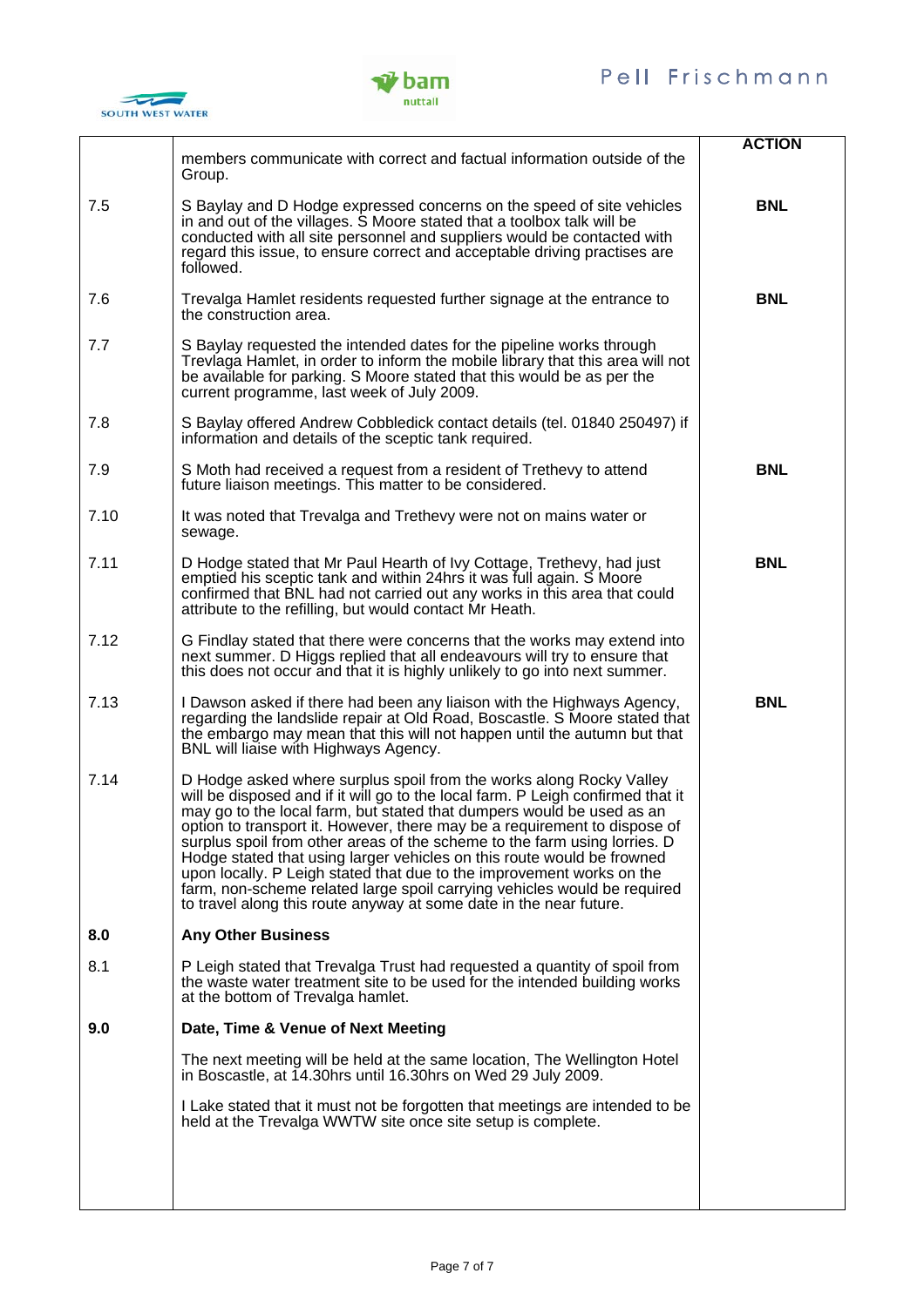| | | ACTION |
|---|---|---|
| | members communicate with correct and factual information outside of the Group. | |
| 7.5 | S Baylay and D Hodge expressed concerns on the speed of site vehicles in and out of the villages. S Moore stated that a toolbox talk will be conducted with all site personnel and suppliers would be contacted with regard this issue, to ensure correct and acceptable driving practises are followed. | **BNL** |
| 7.6 | Trevalga Hamlet residents requested further signage at the entrance to the construction area. | **BNL** |
| 7.7 | S Baylay requested the intended dates for the pipeline works through Trevlaga Hamlet, in order to inform the mobile library that this area will not be available for parking. S Moore stated that this would be as per the current programme, last week of July 2009. | |
| 7.8 | S Baylay offered Andrew Cobbledick contact details (tel. 01840 250497) if information and details of the sceptic tank required. | |
| 7.9 | S Moth had received a request from a resident of Trethevy to attend future liaison meetings. This matter to be considered. | **BNL** |
| 7.10 | It was noted that Trevalga and Trethevy were not on mains water or sewage. | |
| 7.11 | D Hodge stated that Mr Paul Hearth of Ivy Cottage, Trethevy, had just emptied his sceptic tank and within 24hrs it was full again. S Moore confirmed that BNL had not carried out any works in this area that could attribute to the refilling, but would contact Mr Heath. | **BNL** |
| 7.12 | G Findlay stated that there were concerns that the works may extend into next summer. D Higgs replied that all endeavours will try to ensure that this does not occur and that it is highly unlikely to go into next summer. | |
| 7.13 | I Dawson asked if there had been any liaison with the Highways Agency, regarding the landslide repair at Old Road, Boscastle. S Moore stated that the embargo may mean that this will not happen until the autumn but that BNL will liaise with Highways Agency. | **BNL** |
| 7.14 | D Hodge asked where surplus spoil from the works along Rocky Valley will be disposed and if it will go to the local farm. P Leigh confirmed that it may go to the local farm, but stated that dumpers would be used as an option to transport it. However, there may be a requirement to dispose of surplus spoil from other areas of the scheme to the farm using lorries. D Hodge stated that using larger vehicles on this route would be frowned upon locally. P Leigh stated that due to the improvement works on the farm, non-scheme related large spoil carrying vehicles would be required to travel along this route anyway at some date in the near future. | |
| **8.0** | **Any Other Business** | |
| 8.1 | P Leigh stated that Trevalga Trust had requested a quantity of spoil from the waste water treatment site to be used for the intended building works at the bottom of Trevalga hamlet. | |
| **9.0** | **Date, Time & Venue of Next Meeting** | |
| | The next meeting will be held at the same location, The Wellington Hotel in Boscastle, at 14.30hrs until 16.30hrs on Wed 29 July 2009. | |
| | I Lake stated that it must not be forgotten that meetings are intended to be held at the Trevalga WWTW site once site setup is complete. | |